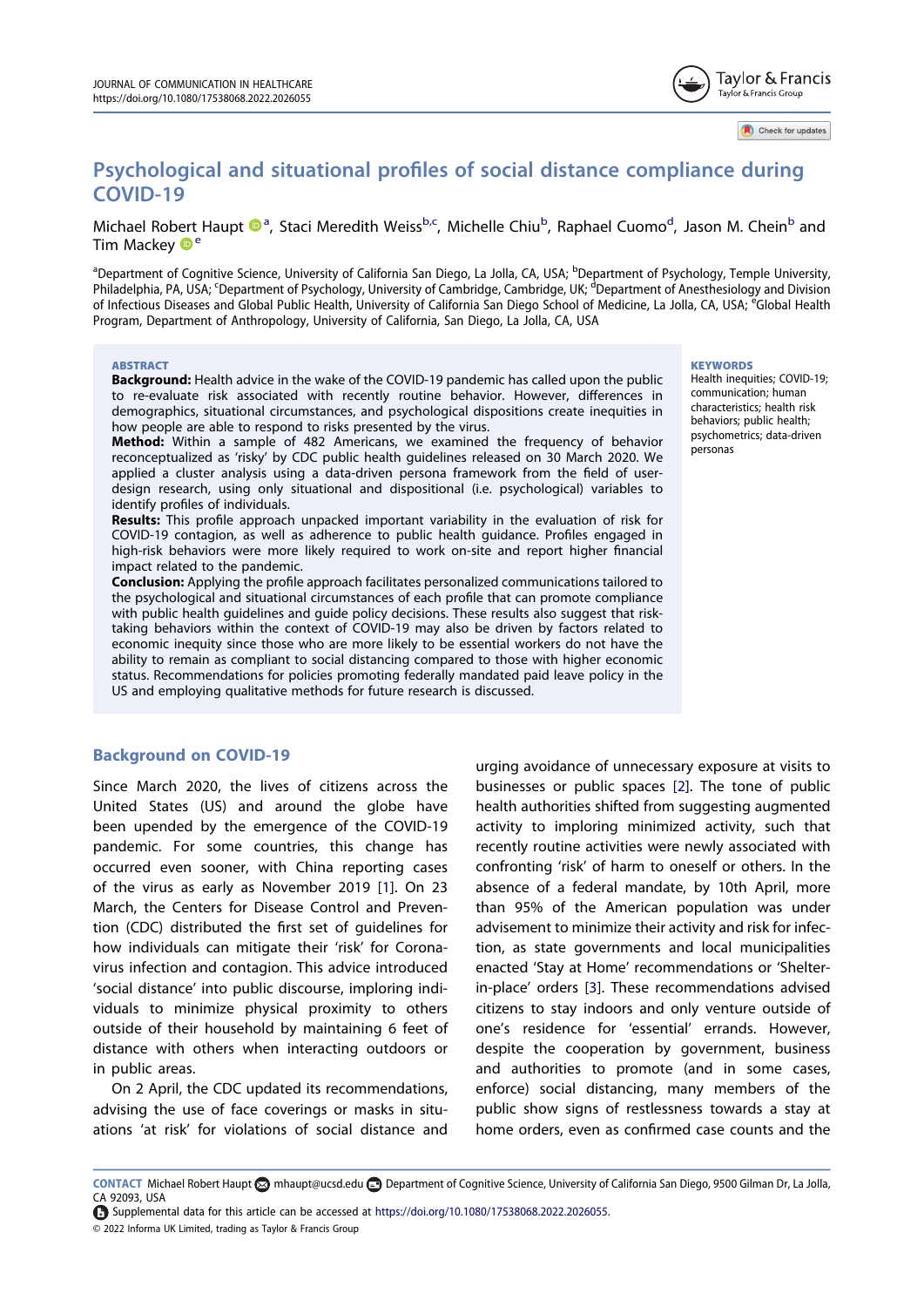# Psychological and situational profiles of social distance compliance during COVID-19

Michael Robert Haupt[a], Staci Meredith Weiss[b,c], Michelle Chiu[b], Raphael Cuomo[d], Jason M. Chein[b] and Tim Mackey[e]

[a]Department of Cognitive Science, University of California San Diego, La Jolla, CA, USA; [b]Department of Psychology, Temple University, Philadelphia, PA, USA; [c]Department of Psychology, University of Cambridge, Cambridge, UK; [d]Department of Anesthesiology and Division of Infectious Diseases and Global Public Health, University of California San Diego School of Medicine, La Jolla, CA, USA; [e]Global Health Program, Department of Anthropology, University of California, San Diego, La Jolla, CA, USA

## ABSTRACT

**Background:** Health advice in the wake of the COVID-19 pandemic has called upon the public to re-evaluate risk associated with recently routine behavior. However, differences in demographics, situational circumstances, and psychological dispositions create inequities in how people are able to respond to risks presented by the virus.

**Method:** Within a sample of 482 Americans, we examined the frequency of behavior reconceptualized as 'risky' by CDC public health guidelines released on 30 March 2020. We applied a cluster analysis using a data-driven persona framework from the field of user-design research, using only situational and dispositional (i.e. psychological) variables to identify profiles of individuals.

**Results:** This profile approach unpacked important variability in the evaluation of risk for COVID-19 contagion, as well as adherence to public health guidance. Profiles engaged in high-risk behaviors were more likely required to work on-site and report higher financial impact related to the pandemic.

**Conclusion:** Applying the profile approach facilitates personalized communications tailored to the psychological and situational circumstances of each profile that can promote compliance with public health guidelines and guide policy decisions. These results also suggest that risk-taking behaviors within the context of COVID-19 may also be driven by factors related to economic inequity since those who are more likely to be essential workers do not have the ability to remain as compliant to social distancing compared to those with higher economic status. Recommendations for policies promoting federally mandated paid leave policy in the US and employing qualitative methods for future research is discussed.

## KEYWORDS

Health inequities; COVID-19; communication; human characteristics; health risk behaviors; public health; psychometrics; data-driven personas

## Background on COVID-19

Since March 2020, the lives of citizens across the United States (US) and around the globe have been upended by the emergence of the COVID-19 pandemic. For some countries, this change has occurred even sooner, with China reporting cases of the virus as early as November 2019 [1]. On 23 March, the Centers for Disease Control and Prevention (CDC) distributed the first set of guidelines for how individuals can mitigate their 'risk' for Coronavirus infection and contagion. This advice introduced 'social distance' into public discourse, imploring individuals to minimize physical proximity to others outside of their household by maintaining 6 feet of distance with others when interacting outdoors or in public areas.

On 2 April, the CDC updated its recommendations, advising the use of face coverings or masks in situations 'at risk' for violations of social distance and urging avoidance of unnecessary exposure at visits to businesses or public spaces [2]. The tone of public health authorities shifted from suggesting augmented activity to imploring minimized activity, such that recently routine activities were newly associated with confronting 'risk' of harm to oneself or others. In the absence of a federal mandate, by 10th April, more than 95% of the American population was under advisement to minimize their activity and risk for infection, as state governments and local municipalities enacted 'Stay at Home' recommendations or 'Shelter-in-place' orders [3]. These recommendations advised citizens to stay indoors and only venture outside of one's residence for 'essential' errands. However, despite the cooperation by government, business and authorities to promote (and in some cases, enforce) social distancing, many members of the public show signs of restlessness towards a stay at home orders, even as confirmed case counts and the

**CONTACT** Michael Robert Haupt mhaupt@ucsd.edu Department of Cognitive Science, University of California San Diego, 9500 Gilman Dr, La Jolla, CA 92093, USA

Supplemental data for this article can be accessed at https://doi.org/10.1080/17538068.2022.2026055.

© 2022 Informa UK Limited, trading as Taylor & Francis Group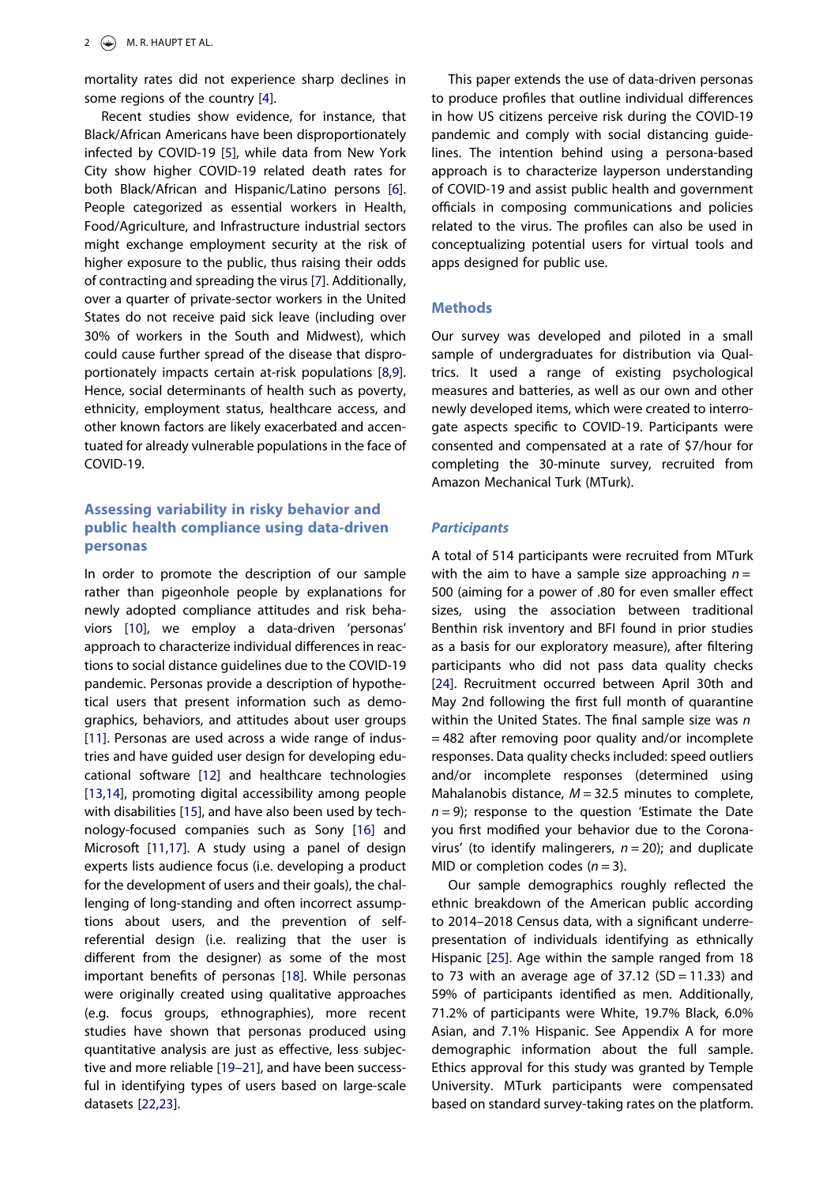mortality rates did not experience sharp declines in some regions of the country [4].

Recent studies show evidence, for instance, that Black/African Americans have been disproportionately infected by COVID-19 [5], while data from New York City show higher COVID-19 related death rates for both Black/African and Hispanic/Latino persons [6]. People categorized as essential workers in Health, Food/Agriculture, and Infrastructure industrial sectors might exchange employment security at the risk of higher exposure to the public, thus raising their odds of contracting and spreading the virus [7]. Additionally, over a quarter of private-sector workers in the United States do not receive paid sick leave (including over 30% of workers in the South and Midwest), which could cause further spread of the disease that disproportionately impacts certain at-risk populations [8,9]. Hence, social determinants of health such as poverty, ethnicity, employment status, healthcare access, and other known factors are likely exacerbated and accentuated for already vulnerable populations in the face of COVID-19.

## Assessing variability in risky behavior and public health compliance using data-driven personas

In order to promote the description of our sample rather than pigeonhole people by explanations for newly adopted compliance attitudes and risk behaviors [10], we employ a data-driven 'personas' approach to characterize individual differences in reactions to social distance guidelines due to the COVID-19 pandemic. Personas provide a description of hypothetical users that present information such as demographics, behaviors, and attitudes about user groups [11]. Personas are used across a wide range of industries and have guided user design for developing educational software [12] and healthcare technologies [13,14], promoting digital accessibility among people with disabilities [15], and have also been used by technology-focused companies such as Sony [16] and Microsoft [11,17]. A study using a panel of design experts lists audience focus (i.e. developing a product for the development of users and their goals), the challenging of long-standing and often incorrect assumptions about users, and the prevention of self-referential design (i.e. realizing that the user is different from the designer) as some of the most important benefits of personas [18]. While personas were originally created using qualitative approaches (e.g. focus groups, ethnographies), more recent studies have shown that personas produced using quantitative analysis are just as effective, less subjective and more reliable [19–21], and have been successful in identifying types of users based on large-scale datasets [22,23].

This paper extends the use of data-driven personas to produce profiles that outline individual differences in how US citizens perceive risk during the COVID-19 pandemic and comply with social distancing guidelines. The intention behind using a persona-based approach is to characterize layperson understanding of COVID-19 and assist public health and government officials in composing communications and policies related to the virus. The profiles can also be used in conceptualizing potential users for virtual tools and apps designed for public use.

## Methods

Our survey was developed and piloted in a small sample of undergraduates for distribution via Qualtrics. It used a range of existing psychological measures and batteries, as well as our own and other newly developed items, which were created to interrogate aspects specific to COVID-19. Participants were consented and compensated at a rate of $7/hour for completing the 30-minute survey, recruited from Amazon Mechanical Turk (MTurk).

### *Participants*

A total of 514 participants were recruited from MTurk with the aim to have a sample size approaching $n = 500$ (aiming for a power of .80 for even smaller effect sizes, using the association between traditional Benthin risk inventory and BFI found in prior studies as a basis for our exploratory measure), after filtering participants who did not pass data quality checks [24]. Recruitment occurred between April 30th and May 2nd following the first full month of quarantine within the United States. The final sample size was $n = 482$ after removing poor quality and/or incomplete responses. Data quality checks included: speed outliers and/or incomplete responses (determined using Mahalanobis distance, $M = 32.5$ minutes to complete, $n = 9$); response to the question 'Estimate the Date you first modified your behavior due to the Coronavirus' (to identify malingerers, $n = 20$); and duplicate MID or completion codes ($n = 3$).

Our sample demographics roughly reflected the ethnic breakdown of the American public according to 2014–2018 Census data, with a significant underrepresentation of individuals identifying as ethnically Hispanic [25]. Age within the sample ranged from 18 to 73 with an average age of 37.12 ($SD = 11.33$) and 59% of participants identified as men. Additionally, 71.2% of participants were White, 19.7% Black, 6.0% Asian, and 7.1% Hispanic. See Appendix A for more demographic information about the full sample. Ethics approval for this study was granted by Temple University. MTurk participants were compensated based on standard survey-taking rates on the platform.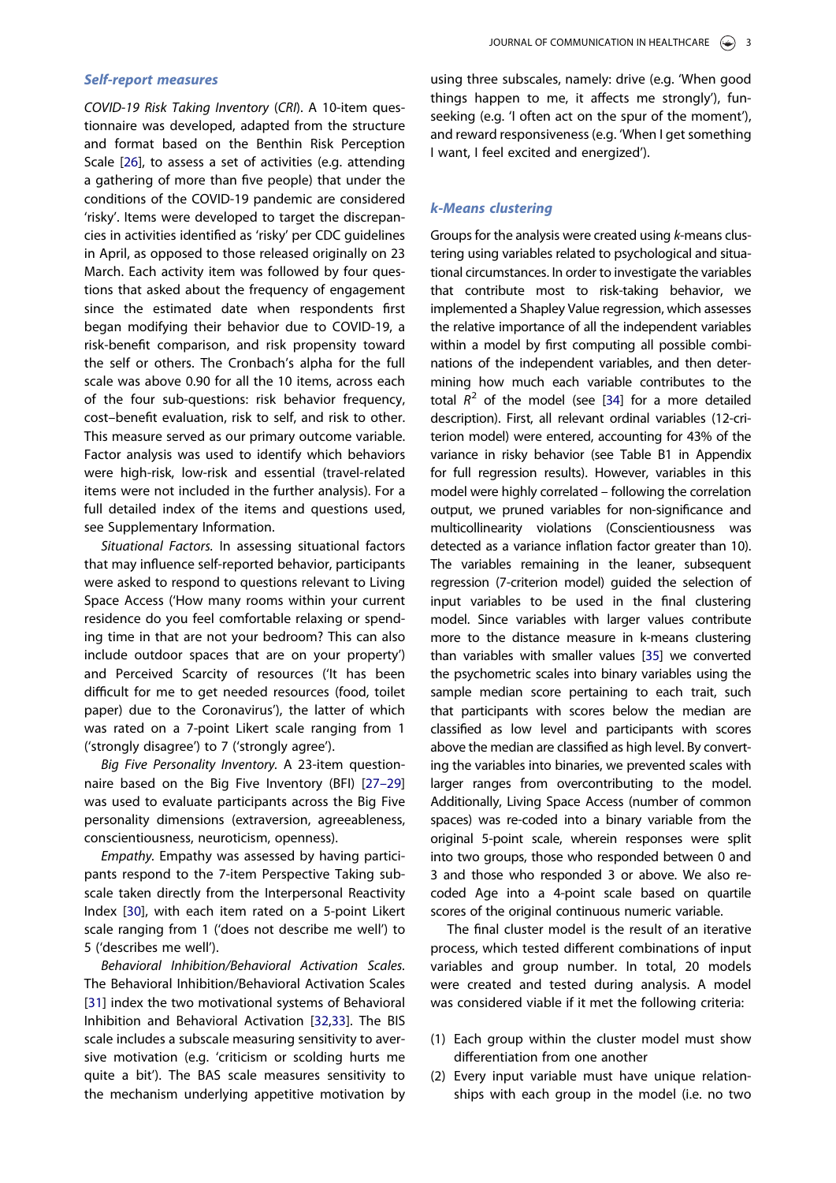### Self-report measures

*COVID-19 Risk Taking Inventory* (*CRI*). A 10-item questionnaire was developed, adapted from the structure and format based on the Benthin Risk Perception Scale [26], to assess a set of activities (e.g. attending a gathering of more than five people) that under the conditions of the COVID-19 pandemic are considered 'risky'. Items were developed to target the discrepancies in activities identified as 'risky' per CDC guidelines in April, as opposed to those released originally on 23 March. Each activity item was followed by four questions that asked about the frequency of engagement since the estimated date when respondents first began modifying their behavior due to COVID-19, a risk-benefit comparison, and risk propensity toward the self or others. The Cronbach's alpha for the full scale was above 0.90 for all the 10 items, across each of the four sub-questions: risk behavior frequency, cost–benefit evaluation, risk to self, and risk to other. This measure served as our primary outcome variable. Factor analysis was used to identify which behaviors were high-risk, low-risk and essential (travel-related items were not included in the further analysis). For a full detailed index of the items and questions used, see Supplementary Information.

*Situational Factors.* In assessing situational factors that may influence self-reported behavior, participants were asked to respond to questions relevant to Living Space Access ('How many rooms within your current residence do you feel comfortable relaxing or spending time in that are not your bedroom? This can also include outdoor spaces that are on your property') and Perceived Scarcity of resources ('It has been difficult for me to get needed resources (food, toilet paper) due to the Coronavirus'), the latter of which was rated on a 7-point Likert scale ranging from 1 ('strongly disagree') to 7 ('strongly agree').

*Big Five Personality Inventory.* A 23-item questionnaire based on the Big Five Inventory (BFI) [27–29] was used to evaluate participants across the Big Five personality dimensions (extraversion, agreeableness, conscientiousness, neuroticism, openness).

*Empathy.* Empathy was assessed by having participants respond to the 7-item Perspective Taking subscale taken directly from the Interpersonal Reactivity Index [30], with each item rated on a 5-point Likert scale ranging from 1 ('does not describe me well') to 5 ('describes me well').

*Behavioral Inhibition/Behavioral Activation Scales.* The Behavioral Inhibition/Behavioral Activation Scales [31] index the two motivational systems of Behavioral Inhibition and Behavioral Activation [32,33]. The BIS scale includes a subscale measuring sensitivity to aversive motivation (e.g. 'criticism or scolding hurts me quite a bit'). The BAS scale measures sensitivity to the mechanism underlying appetitive motivation by using three subscales, namely: drive (e.g. 'When good things happen to me, it affects me strongly'), fun-seeking (e.g. 'I often act on the spur of the moment'), and reward responsiveness (e.g. 'When I get something I want, I feel excited and energized').

### *k*-Means clustering

Groups for the analysis were created using *k*-means clustering using variables related to psychological and situational circumstances. In order to investigate the variables that contribute most to risk-taking behavior, we implemented a Shapley Value regression, which assesses the relative importance of all the independent variables within a model by first computing all possible combinations of the independent variables, and then determining how much each variable contributes to the total $R^2$ of the model (see [34] for a more detailed description). First, all relevant ordinal variables (12-criterion model) were entered, accounting for 43% of the variance in risky behavior (see Table B1 in Appendix for full regression results). However, variables in this model were highly correlated – following the correlation output, we pruned variables for non-significance and multicollinearity violations (Conscientiousness was detected as a variance inflation factor greater than 10). The variables remaining in the leaner, subsequent regression (7-criterion model) guided the selection of input variables to be used in the final clustering model. Since variables with larger values contribute more to the distance measure in k-means clustering than variables with smaller values [35] we converted the psychometric scales into binary variables using the sample median score pertaining to each trait, such that participants with scores below the median are classified as low level and participants with scores above the median are classified as high level. By converting the variables into binaries, we prevented scales with larger ranges from overcontributing to the model. Additionally, Living Space Access (number of common spaces) was re-coded into a binary variable from the original 5-point scale, wherein responses were split into two groups, those who responded between 0 and 3 and those who responded 3 or above. We also re-coded Age into a 4-point scale based on quartile scores of the original continuous numeric variable.

The final cluster model is the result of an iterative process, which tested different combinations of input variables and group number. In total, 20 models were created and tested during analysis. A model was considered viable if it met the following criteria:

(1) Each group within the cluster model must show differentiation from one another
(2) Every input variable must have unique relationships with each group in the model (i.e. no two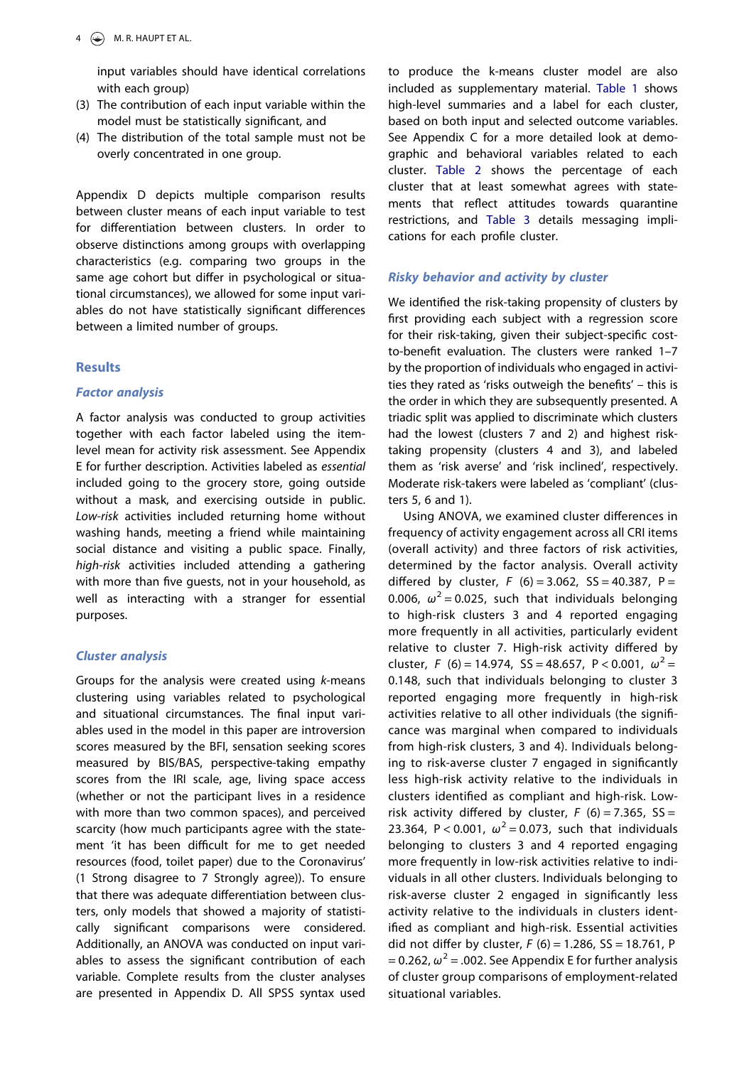input variables should have identical correlations with each group)

(3) The contribution of each input variable within the model must be statistically significant, and
(4) The distribution of the total sample must not be overly concentrated in one group.

Appendix D depicts multiple comparison results between cluster means of each input variable to test for differentiation between clusters. In order to observe distinctions among groups with overlapping characteristics (e.g. comparing two groups in the same age cohort but differ in psychological or situational circumstances), we allowed for some input variables do not have statistically significant differences between a limited number of groups.

## Results

### *Factor analysis*

A factor analysis was conducted to group activities together with each factor labeled using the item-level mean for activity risk assessment. See Appendix E for further description. Activities labeled as *essential* included going to the grocery store, going outside without a mask, and exercising outside in public. *Low-risk* activities included returning home without washing hands, meeting a friend while maintaining social distance and visiting a public space. Finally, *high-risk* activities included attending a gathering with more than five guests, not in your household, as well as interacting with a stranger for essential purposes.

### *Cluster analysis*

Groups for the analysis were created using *k*-means clustering using variables related to psychological and situational circumstances. The final input variables used in the model in this paper are introversion scores measured by the BFI, sensation seeking scores measured by BIS/BAS, perspective-taking empathy scores from the IRI scale, age, living space access (whether or not the participant lives in a residence with more than two common spaces), and perceived scarcity (how much participants agree with the statement 'it has been difficult for me to get needed resources (food, toilet paper) due to the Coronavirus' (1 Strong disagree to 7 Strongly agree)). To ensure that there was adequate differentiation between clusters, only models that showed a majority of statistically significant comparisons were considered. Additionally, an ANOVA was conducted on input variables to assess the significant contribution of each variable. Complete results from the cluster analyses are presented in Appendix D. All SPSS syntax used to produce the k-means cluster model are also included as supplementary material. Table 1 shows high-level summaries and a label for each cluster, based on both input and selected outcome variables. See Appendix C for a more detailed look at demographic and behavioral variables related to each cluster. Table 2 shows the percentage of each cluster that at least somewhat agrees with statements that reflect attitudes towards quarantine restrictions, and Table 3 details messaging implications for each profile cluster.

### *Risky behavior and activity by cluster*

We identified the risk-taking propensity of clusters by first providing each subject with a regression score for their risk-taking, given their subject-specific cost-to-benefit evaluation. The clusters were ranked 1–7 by the proportion of individuals who engaged in activities they rated as 'risks outweigh the benefits' – this is the order in which they are subsequently presented. A triadic split was applied to discriminate which clusters had the lowest (clusters 7 and 2) and highest risk-taking propensity (clusters 4 and 3), and labeled them as 'risk averse' and 'risk inclined', respectively. Moderate risk-takers were labeled as 'compliant' (clusters 5, 6 and 1).

Using ANOVA, we examined cluster differences in frequency of activity engagement across all CRI items (overall activity) and three factors of risk activities, determined by the factor analysis. Overall activity differed by cluster, $F\ (6) = 3.062$, $SS = 40.387$, $P = 0.006$, $\omega^2 = 0.025$, such that individuals belonging to high-risk clusters 3 and 4 reported engaging more frequently in all activities, particularly evident relative to cluster 7. High-risk activity differed by cluster, $F\ (6) = 14.974$, $SS = 48.657$, $P < 0.001$, $\omega^2 = 0.148$, such that individuals belonging to cluster 3 reported engaging more frequently in high-risk activities relative to all other individuals (the significance was marginal when compared to individuals from high-risk clusters, 3 and 4). Individuals belonging to risk-averse cluster 7 engaged in significantly less high-risk activity relative to the individuals in clusters identified as compliant and high-risk. Low-risk activity differed by cluster, $F\ (6) = 7.365$, $SS = 23.364$, $P < 0.001$, $\omega^2 = 0.073$, such that individuals belonging to clusters 3 and 4 reported engaging more frequently in low-risk activities relative to individuals in all other clusters. Individuals belonging to risk-averse cluster 2 engaged in significantly less activity relative to the individuals in clusters identified as compliant and high-risk. Essential activities did not differ by cluster, $F\ (6) = 1.286$, $SS = 18.761$, $P = 0.262$, $\omega^2 = .002$. See Appendix E for further analysis of cluster group comparisons of employment-related situational variables.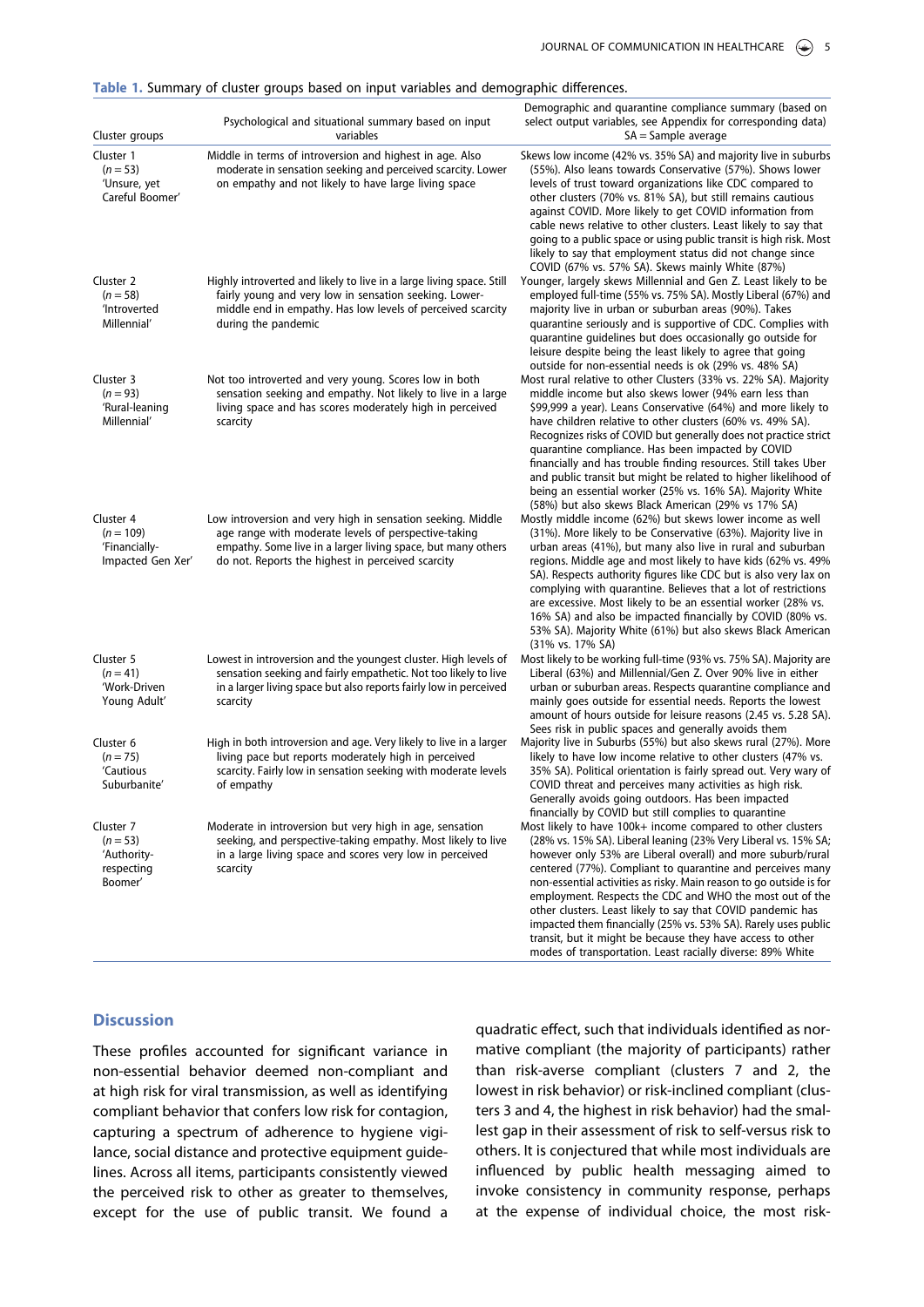**Table 1.** Summary of cluster groups based on input variables and demographic differences.

| Cluster groups | Psychological and situational summary based on input variables | Demographic and quarantine compliance summary (based on select output variables, see Appendix for corresponding data) SA = Sample average |
|---|---|---|
| Cluster 1 ($n = 53$) 'Unsure, yet Careful Boomer' | Middle in terms of introversion and highest in age. Also moderate in sensation seeking and perceived scarcity. Lower on empathy and not likely to have large living space | Skews low income (42% vs. 35% SA) and majority live in suburbs (55%). Also leans towards Conservative (57%). Shows lower levels of trust toward organizations like CDC compared to other clusters (70% vs. 81% SA), but still remains cautious against COVID. More likely to get COVID information from cable news relative to other clusters. Least likely to say that going to a public space or using public transit is high risk. Most likely to say that employment status did not change since COVID (67% vs. 57% SA). Skews mainly White (87%) |
| Cluster 2 ($n = 58$) 'Introverted Millennial' | Highly introverted and likely to live in a large living space. Still fairly young and very low in sensation seeking. Lower-middle end in empathy. Has low levels of perceived scarcity during the pandemic | Younger, largely skews Millennial and Gen Z. Least likely to be employed full-time (55% vs. 75% SA). Mostly Liberal (67%) and majority live in urban or suburban areas (90%). Takes quarantine seriously and is supportive of CDC. Complies with quarantine guidelines but does occasionally go outside for leisure despite being the least likely to agree that going outside for non-essential needs is ok (29% vs. 48% SA) |
| Cluster 3 ($n = 93$) 'Rural-leaning Millennial' | Not too introverted and very young. Scores low in both sensation seeking and empathy. Not likely to live in a large living space and has scores moderately high in perceived scarcity | Most rural relative to other Clusters (33% vs. 22% SA). Majority middle income but also skews lower (94% earn less than $99,999 a year). Leans Conservative (64%) and more likely to have children relative to other clusters (60% vs. 49% SA). Recognizes risks of COVID but generally does not practice strict quarantine compliance. Has been impacted by COVID financially and has trouble finding resources. Still takes Uber and public transit but might be related to higher likelihood of being an essential worker (25% vs. 16% SA). Majority White (58%) but also skews Black American (29% vs 17% SA) |
| Cluster 4 ($n = 109$) 'Financially-Impacted Gen Xer' | Low introversion and very high in sensation seeking. Middle age range with moderate levels of perspective-taking empathy. Some live in a larger living space, but many others do not. Reports the highest in perceived scarcity | Mostly middle income (62%) but skews lower income as well (31%). More likely to be Conservative (63%). Majority live in urban areas (41%), but many also live in rural and suburban regions. Middle age and most likely to have kids (62% vs. 49% SA). Respects authority figures like CDC but is also very lax on complying with quarantine. Believes that a lot of restrictions are excessive. Most likely to be an essential worker (28% vs. 16% SA) and also be impacted financially by COVID (80% vs. 53% SA). Majority White (61%) but also skews Black American (31% vs. 17% SA) |
| Cluster 5 ($n = 41$) 'Work-Driven Young Adult' | Lowest in introversion and the youngest cluster. High levels of sensation seeking and fairly empathetic. Not too likely to live in a larger living space but also reports fairly low in perceived scarcity | Most likely to be working full-time (93% vs. 75% SA). Majority are Liberal (63%) and Millennial/Gen Z. Over 90% live in either urban or suburban areas. Respects quarantine compliance and mainly goes outside for essential needs. Reports the lowest amount of hours outside for leisure reasons (2.45 vs. 5.28 SA). Sees risk in public spaces and generally avoids them |
| Cluster 6 ($n = 75$) 'Cautious Suburbanite' | High in both introversion and age. Very likely to live in a larger living pace but reports moderately high in perceived scarcity. Fairly low in sensation seeking with moderate levels of empathy | Majority live in Suburbs (55%) but also skews rural (27%). More likely to have low income relative to other clusters (47% vs. 35% SA). Political orientation is fairly spread out. Very wary of COVID threat and perceives many activities as high risk. Generally avoids going outdoors. Has been impacted financially by COVID but still complies to quarantine |
| Cluster 7 ($n = 53$) 'Authority-respecting Boomer' | Moderate in introversion but very high in age, sensation seeking, and perspective-taking empathy. Most likely to live in a large living space and scores very low in perceived scarcity | Most likely to have 100k+ income compared to other clusters (28% vs. 15% SA). Liberal leaning (23% Very Liberal vs. 15% SA; however only 53% are Liberal overall) and more suburb/rural centered (77%). Compliant to quarantine and perceives many non-essential activities as risky. Main reason to go outside is for employment. Respects the CDC and WHO the most out of the other clusters. Least likely to say that COVID pandemic has impacted them financially (25% vs. 53% SA). Rarely uses public transit, but it might be because they have access to other modes of transportation. Least racially diverse: 89% White |

## Discussion

These profiles accounted for significant variance in non-essential behavior deemed non-compliant and at high risk for viral transmission, as well as identifying compliant behavior that confers low risk for contagion, capturing a spectrum of adherence to hygiene vigilance, social distance and protective equipment guidelines. Across all items, participants consistently viewed the perceived risk to other as greater to themselves, except for the use of public transit. We found a quadratic effect, such that individuals identified as normative compliant (the majority of participants) rather than risk-averse compliant (clusters 7 and 2, the lowest in risk behavior) or risk-inclined compliant (clusters 3 and 4, the highest in risk behavior) had the smallest gap in their assessment of risk to self-versus risk to others. It is conjectured that while most individuals are influenced by public health messaging aimed to invoke consistency in community response, perhaps at the expense of individual choice, the most risk-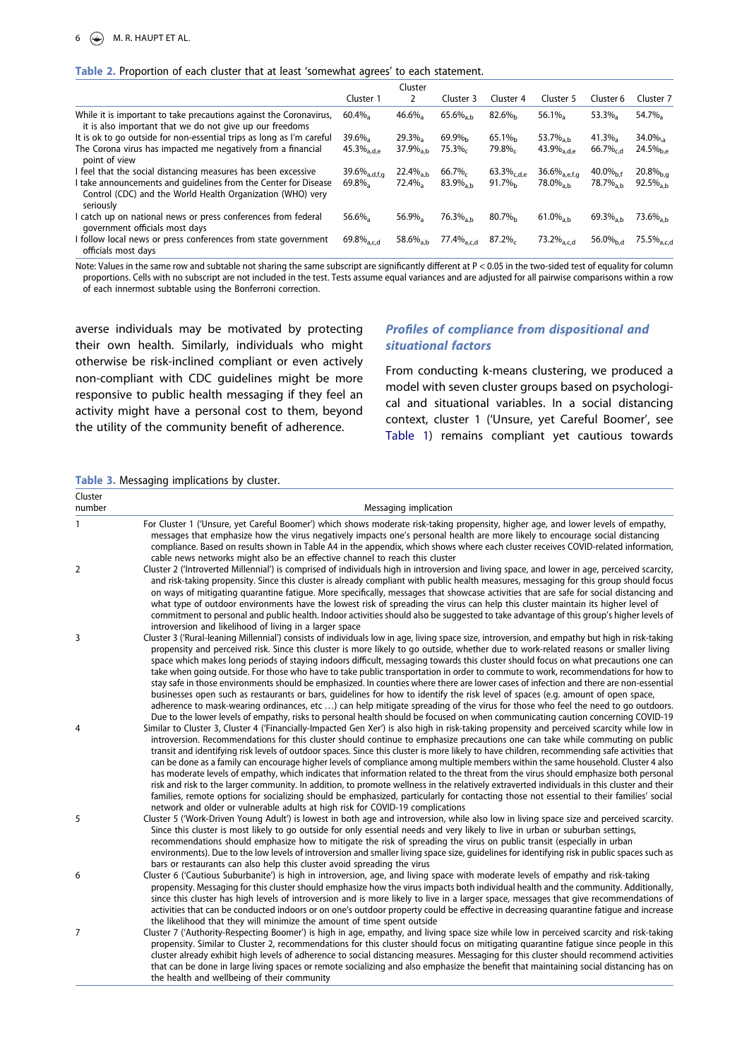**Table 2.** Proportion of each cluster that at least 'somewhat agrees' to each statement.

| | Cluster 1 | Cluster 2 | Cluster 3 | Cluster 4 | Cluster 5 | Cluster 6 | Cluster 7 |
|---|---|---|---|---|---|---|---|
| While it is important to take precautions against the Coronavirus, it is also important that we do not give up our freedoms | 60.4% $_{a}$ | 46.6% $_{a}$ | 65.6% $_{a,b}$ | 82.6% $_{b}$ | 56.1% $_{a}$ | 53.3% $_{a}$ | 54.7% $_{a}$ |
| It is ok to go outside for non-essential trips as long as I'm careful | 39.6% $_{a}$ | 29.3% $_{a}$ | 69.9% $_{b}$ | 65.1% $_{b}$ | 53.7% $_{a,b}$ | 41.3% $_{a}$ | 34.0% $_{a}$ |
| The Corona virus has impacted me negatively from a financial point of view | 45.3% $_{a,d,e}$ | 37.9% $_{a,b}$ | 75.3% $_{c}$ | 79.8% $_{c}$ | 43.9% $_{a,d,e}$ | 66.7% $_{c,d}$ | 24.5% $_{b,e}$ |
| I feel that the social distancing measures has been excessive | 39.6% $_{a,d,f,g}$ | 22.4% $_{a,b}$ | 66.7% $_{c}$ | 63.3% $_{c,d,e}$ | 36.6% $_{a,e,f,g}$ | 40.0% $_{b,f}$ | 20.8% $_{b,g}$ |
| I take announcements and guidelines from the Center for Disease Control (CDC) and the World Health Organization (WHO) very seriously | 69.8% $_{a}$ | 72.4% $_{a}$ | 83.9% $_{a,b}$ | 91.7% $_{b}$ | 78.0% $_{a,b}$ | 78.7% $_{a,b}$ | 92.5% $_{a,b}$ |
| I catch up on national news or press conferences from federal government officials most days | 56.6% $_{a}$ | 56.9% $_{a}$ | 76.3% $_{a,b}$ | 80.7% $_{b}$ | 61.0% $_{a,b}$ | 69.3% $_{a,b}$ | 73.6% $_{a,b}$ |
| I follow local news or press conferences from state government officials most days | 69.8% $_{a,c,d}$ | 58.6% $_{a,b}$ | 77.4% $_{a,c,d}$ | 87.2% $_{c}$ | 73.2% $_{a,c,d}$ | 56.0% $_{b,d}$ | 75.5% $_{a,c,d}$ |

Note: Values in the same row and subtable not sharing the same subscript are significantly different at $P < 0.05$ in the two-sided test of equality for column proportions. Cells with no subscript are not included in the test. Tests assume equal variances and are adjusted for all pairwise comparisons within a row of each innermost subtable using the Bonferroni correction.

averse individuals may be motivated by protecting their own health. Similarly, individuals who might otherwise be risk-inclined compliant or even actively non-compliant with CDC guidelines might be more responsive to public health messaging if they feel an activity might have a personal cost to them, beyond the utility of the community benefit of adherence.

### *Profiles of compliance from dispositional and situational factors*

From conducting k-means clustering, we produced a model with seven cluster groups based on psychological and situational variables. In a social distancing context, cluster 1 ('Unsure, yet Careful Boomer', see Table 1) remains compliant yet cautious towards

**Table 3.** Messaging implications by cluster.

| Cluster number | Messaging implication |
|---|---|
| 1 | For Cluster 1 ('Unsure, yet Careful Boomer') which shows moderate risk-taking propensity, higher age, and lower levels of empathy, messages that emphasize how the virus negatively impacts one's personal health are more likely to encourage social distancing compliance. Based on results shown in Table A4 in the appendix, which shows where each cluster receives COVID-related information, cable news networks might also be an effective channel to reach this cluster |
| 2 | Cluster 2 ('Introverted Millennial') is comprised of individuals high in introversion and living space, and lower in age, perceived scarcity, and risk-taking propensity. Since this cluster is already compliant with public health measures, messaging for this group should focus on ways of mitigating quarantine fatigue. More specifically, messages that showcase activities that are safe for social distancing and what type of outdoor environments have the lowest risk of spreading the virus can help this cluster maintain its higher level of commitment to personal and public health. Indoor activities should also be suggested to take advantage of this group's higher levels of introversion and likelihood of living in a larger space |
| 3 | Cluster 3 ('Rural-leaning Millennial') consists of individuals low in age, living space size, introversion, and empathy but high in risk-taking propensity and perceived risk. Since this cluster is more likely to go outside, whether due to work-related reasons or smaller living space which makes long periods of staying indoors difficult, messaging towards this cluster should focus on what precautions one can take when going outside. For those who have to take public transportation in order to commute to work, recommendations for how to stay safe in those environments should be emphasized. In counties where there are lower cases of infection and there are non-essential businesses open such as restaurants or bars, guidelines for how to identify the risk level of spaces (e.g. amount of open space, adherence to mask-wearing ordinances, etc …) can help mitigate spreading of the virus for those who feel the need to go outdoors. Due to the lower levels of empathy, risks to personal health should be focused on when communicating caution concerning COVID-19 |
| 4 | Similar to Cluster 3, Cluster 4 ('Financially-Impacted Gen Xer') is also high in risk-taking propensity and perceived scarcity while low in introversion. Recommendations for this cluster should continue to emphasize precautions one can take while commuting on public transit and identifying risk levels of outdoor spaces. Since this cluster is more likely to have children, recommending safe activities that can be done as a family can encourage higher levels of compliance among multiple members within the same household. Cluster 4 also has moderate levels of empathy, which indicates that information related to the threat from the virus should emphasize both personal risk and risk to the larger community. In addition, to promote wellness in the relatively extraverted individuals in this cluster and their families, remote options for socializing should be emphasized, particularly for contacting those not essential to their families' social network and older or vulnerable adults at high risk for COVID-19 complications |
| 5 | Cluster 5 ('Work-Driven Young Adult') is lowest in both age and introversion, while also low in living space size and perceived scarcity. Since this cluster is most likely to go outside for only essential needs and very likely to live in urban or suburban settings, recommendations should emphasize how to mitigate the risk of spreading the virus on public transit (especially in urban environments). Due to the low levels of introversion and smaller living space size, guidelines for identifying risk in public spaces such as bars or restaurants can also help this cluster avoid spreading the virus |
| 6 | Cluster 6 ('Cautious Suburbanite') is high in introversion, age, and living space with moderate levels of empathy and risk-taking propensity. Messaging for this cluster should emphasize how the virus impacts both individual health and the community. Additionally, since this cluster has high levels of introversion and is more likely to live in a larger space, messages that give recommendations of activities that can be conducted indoors or on one's outdoor property could be effective in decreasing quarantine fatigue and increase the likelihood that they will minimize the amount of time spent outside |
| 7 | Cluster 7 ('Authority-Respecting Boomer') is high in age, empathy, and living space size while low in perceived scarcity and risk-taking propensity. Similar to Cluster 2, recommendations for this cluster should focus on mitigating quarantine fatigue since people in this cluster already exhibit high levels of adherence to social distancing measures. Messaging for this cluster should recommend activities that can be done in large living spaces or remote socializing and also emphasize the benefit that maintaining social distancing has on the health and wellbeing of their community |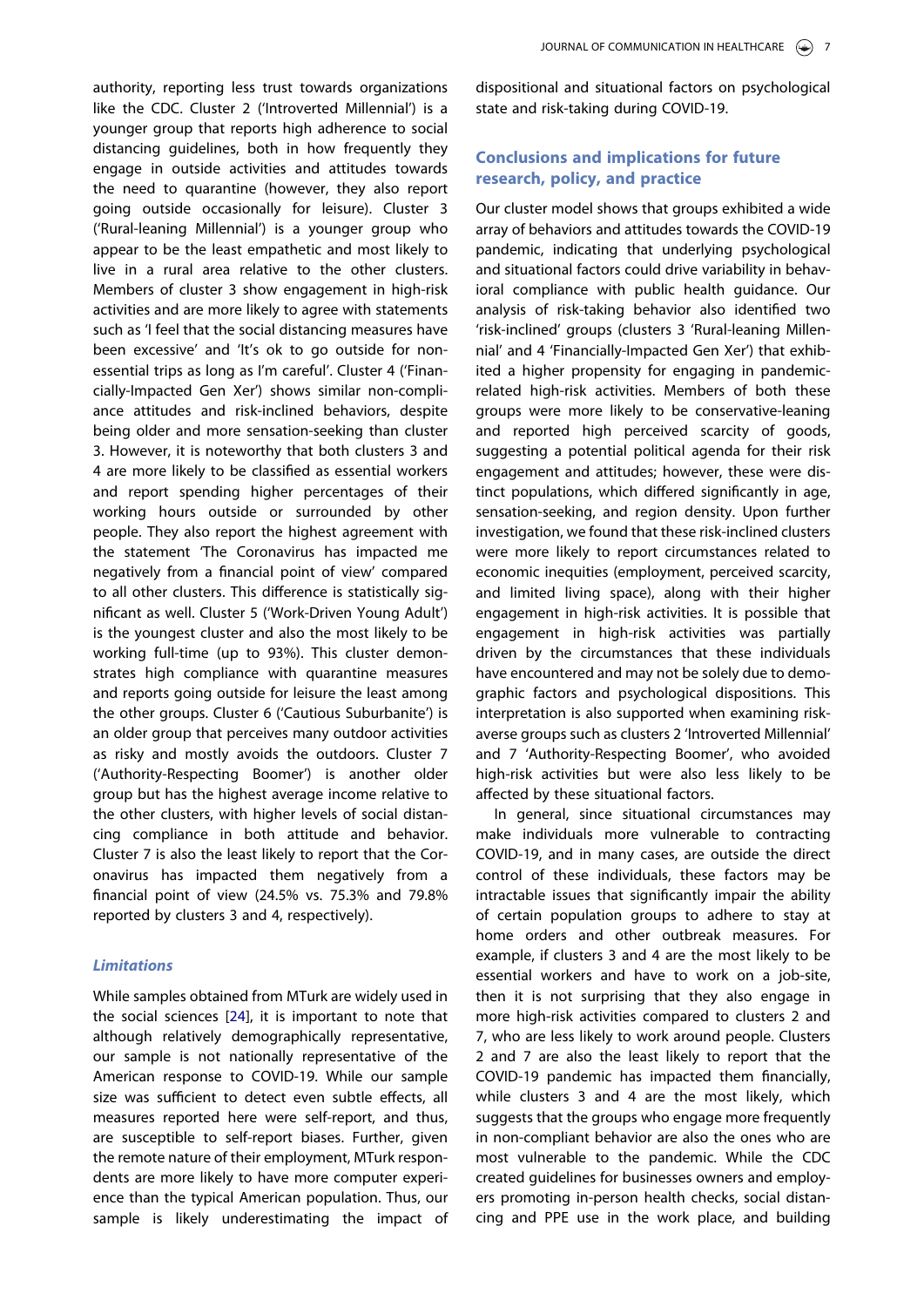authority, reporting less trust towards organizations like the CDC. Cluster 2 ('Introverted Millennial') is a younger group that reports high adherence to social distancing guidelines, both in how frequently they engage in outside activities and attitudes towards the need to quarantine (however, they also report going outside occasionally for leisure). Cluster 3 ('Rural-leaning Millennial') is a younger group who appear to be the least empathetic and most likely to live in a rural area relative to the other clusters. Members of cluster 3 show engagement in high-risk activities and are more likely to agree with statements such as 'I feel that the social distancing measures have been excessive' and 'It's ok to go outside for non-essential trips as long as I'm careful'. Cluster 4 ('Financially-Impacted Gen Xer') shows similar non-compliance attitudes and risk-inclined behaviors, despite being older and more sensation-seeking than cluster 3. However, it is noteworthy that both clusters 3 and 4 are more likely to be classified as essential workers and report spending higher percentages of their working hours outside or surrounded by other people. They also report the highest agreement with the statement 'The Coronavirus has impacted me negatively from a financial point of view' compared to all other clusters. This difference is statistically significant as well. Cluster 5 ('Work-Driven Young Adult') is the youngest cluster and also the most likely to be working full-time (up to 93%). This cluster demonstrates high compliance with quarantine measures and reports going outside for leisure the least among the other groups. Cluster 6 ('Cautious Suburbanite') is an older group that perceives many outdoor activities as risky and mostly avoids the outdoors. Cluster 7 ('Authority-Respecting Boomer') is another older group but has the highest average income relative to the other clusters, with higher levels of social distancing compliance in both attitude and behavior. Cluster 7 is also the least likely to report that the Coronavirus has impacted them negatively from a financial point of view (24.5% vs. 75.3% and 79.8% reported by clusters 3 and 4, respectively).

### *Limitations*

While samples obtained from MTurk are widely used in the social sciences [24], it is important to note that although relatively demographically representative, our sample is not nationally representative of the American response to COVID-19. While our sample size was sufficient to detect even subtle effects, all measures reported here were self-report, and thus, are susceptible to self-report biases. Further, given the remote nature of their employment, MTurk respondents are more likely to have more computer experience than the typical American population. Thus, our sample is likely underestimating the impact of dispositional and situational factors on psychological state and risk-taking during COVID-19.

## Conclusions and implications for future research, policy, and practice

Our cluster model shows that groups exhibited a wide array of behaviors and attitudes towards the COVID-19 pandemic, indicating that underlying psychological and situational factors could drive variability in behavioral compliance with public health guidance. Our analysis of risk-taking behavior also identified two 'risk-inclined' groups (clusters 3 'Rural-leaning Millennial' and 4 'Financially-Impacted Gen Xer') that exhibited a higher propensity for engaging in pandemic-related high-risk activities. Members of both these groups were more likely to be conservative-leaning and reported high perceived scarcity of goods, suggesting a potential political agenda for their risk engagement and attitudes; however, these were distinct populations, which differed significantly in age, sensation-seeking, and region density. Upon further investigation, we found that these risk-inclined clusters were more likely to report circumstances related to economic inequities (employment, perceived scarcity, and limited living space), along with their higher engagement in high-risk activities. It is possible that engagement in high-risk activities was partially driven by the circumstances that these individuals have encountered and may not be solely due to demographic factors and psychological dispositions. This interpretation is also supported when examining risk-averse groups such as clusters 2 'Introverted Millennial' and 7 'Authority-Respecting Boomer', who avoided high-risk activities but were also less likely to be affected by these situational factors.

In general, since situational circumstances may make individuals more vulnerable to contracting COVID-19, and in many cases, are outside the direct control of these individuals, these factors may be intractable issues that significantly impair the ability of certain population groups to adhere to stay at home orders and other outbreak measures. For example, if clusters 3 and 4 are the most likely to be essential workers and have to work on a job-site, then it is not surprising that they also engage in more high-risk activities compared to clusters 2 and 7, who are less likely to work around people. Clusters 2 and 7 are also the least likely to report that the COVID-19 pandemic has impacted them financially, while clusters 3 and 4 are the most likely, which suggests that the groups who engage more frequently in non-compliant behavior are also the ones who are most vulnerable to the pandemic. While the CDC created guidelines for businesses owners and employers promoting in-person health checks, social distancing and PPE use in the work place, and building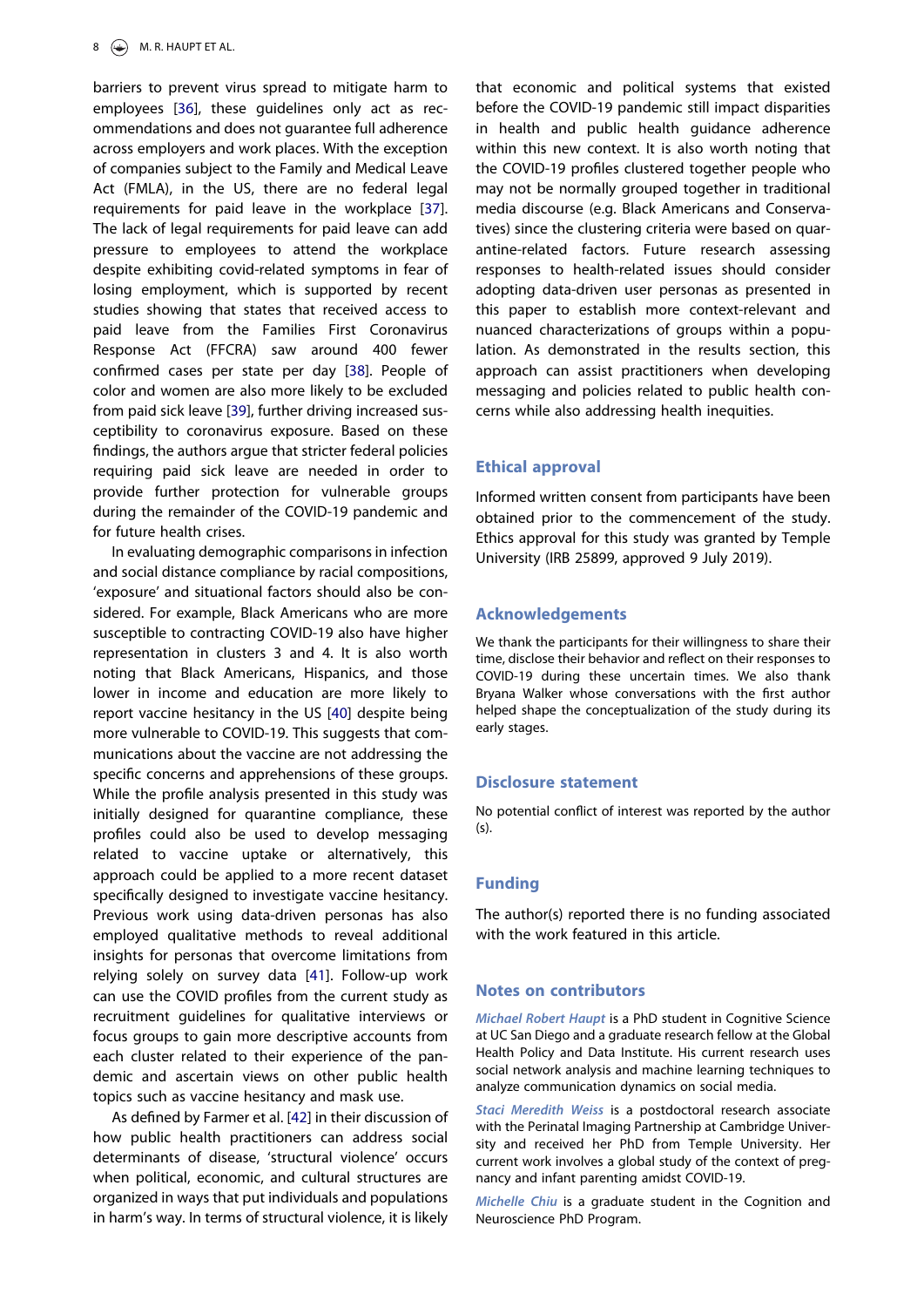barriers to prevent virus spread to mitigate harm to employees [36], these guidelines only act as recommendations and does not guarantee full adherence across employers and work places. With the exception of companies subject to the Family and Medical Leave Act (FMLA), in the US, there are no federal legal requirements for paid leave in the workplace [37]. The lack of legal requirements for paid leave can add pressure to employees to attend the workplace despite exhibiting covid-related symptoms in fear of losing employment, which is supported by recent studies showing that states that received access to paid leave from the Families First Coronavirus Response Act (FFCRA) saw around 400 fewer confirmed cases per state per day [38]. People of color and women are also more likely to be excluded from paid sick leave [39], further driving increased susceptibility to coronavirus exposure. Based on these findings, the authors argue that stricter federal policies requiring paid sick leave are needed in order to provide further protection for vulnerable groups during the remainder of the COVID-19 pandemic and for future health crises.

In evaluating demographic comparisons in infection and social distance compliance by racial compositions, 'exposure' and situational factors should also be considered. For example, Black Americans who are more susceptible to contracting COVID-19 also have higher representation in clusters 3 and 4. It is also worth noting that Black Americans, Hispanics, and those lower in income and education are more likely to report vaccine hesitancy in the US [40] despite being more vulnerable to COVID-19. This suggests that communications about the vaccine are not addressing the specific concerns and apprehensions of these groups. While the profile analysis presented in this study was initially designed for quarantine compliance, these profiles could also be used to develop messaging related to vaccine uptake or alternatively, this approach could be applied to a more recent dataset specifically designed to investigate vaccine hesitancy. Previous work using data-driven personas has also employed qualitative methods to reveal additional insights for personas that overcome limitations from relying solely on survey data [41]. Follow-up work can use the COVID profiles from the current study as recruitment guidelines for qualitative interviews or focus groups to gain more descriptive accounts from each cluster related to their experience of the pandemic and ascertain views on other public health topics such as vaccine hesitancy and mask use.

As defined by Farmer et al. [42] in their discussion of how public health practitioners can address social determinants of disease, 'structural violence' occurs when political, economic, and cultural structures are organized in ways that put individuals and populations in harm's way. In terms of structural violence, it is likely that economic and political systems that existed before the COVID-19 pandemic still impact disparities in health and public health guidance adherence within this new context. It is also worth noting that the COVID-19 profiles clustered together people who may not be normally grouped together in traditional media discourse (e.g. Black Americans and Conservatives) since the clustering criteria were based on quarantine-related factors. Future research assessing responses to health-related issues should consider adopting data-driven user personas as presented in this paper to establish more context-relevant and nuanced characterizations of groups within a population. As demonstrated in the results section, this approach can assist practitioners when developing messaging and policies related to public health concerns while also addressing health inequities.

## Ethical approval

Informed written consent from participants have been obtained prior to the commencement of the study. Ethics approval for this study was granted by Temple University (IRB 25899, approved 9 July 2019).

## Acknowledgements

We thank the participants for their willingness to share their time, disclose their behavior and reflect on their responses to COVID-19 during these uncertain times. We also thank Bryana Walker whose conversations with the first author helped shape the conceptualization of the study during its early stages.

## Disclosure statement

No potential conflict of interest was reported by the author (s).

## Funding

The author(s) reported there is no funding associated with the work featured in this article.

## Notes on contributors

*Michael Robert Haupt* is a PhD student in Cognitive Science at UC San Diego and a graduate research fellow at the Global Health Policy and Data Institute. His current research uses social network analysis and machine learning techniques to analyze communication dynamics on social media.

*Staci Meredith Weiss* is a postdoctoral research associate with the Perinatal Imaging Partnership at Cambridge University and received her PhD from Temple University. Her current work involves a global study of the context of pregnancy and infant parenting amidst COVID-19.

*Michelle Chiu* is a graduate student in the Cognition and Neuroscience PhD Program.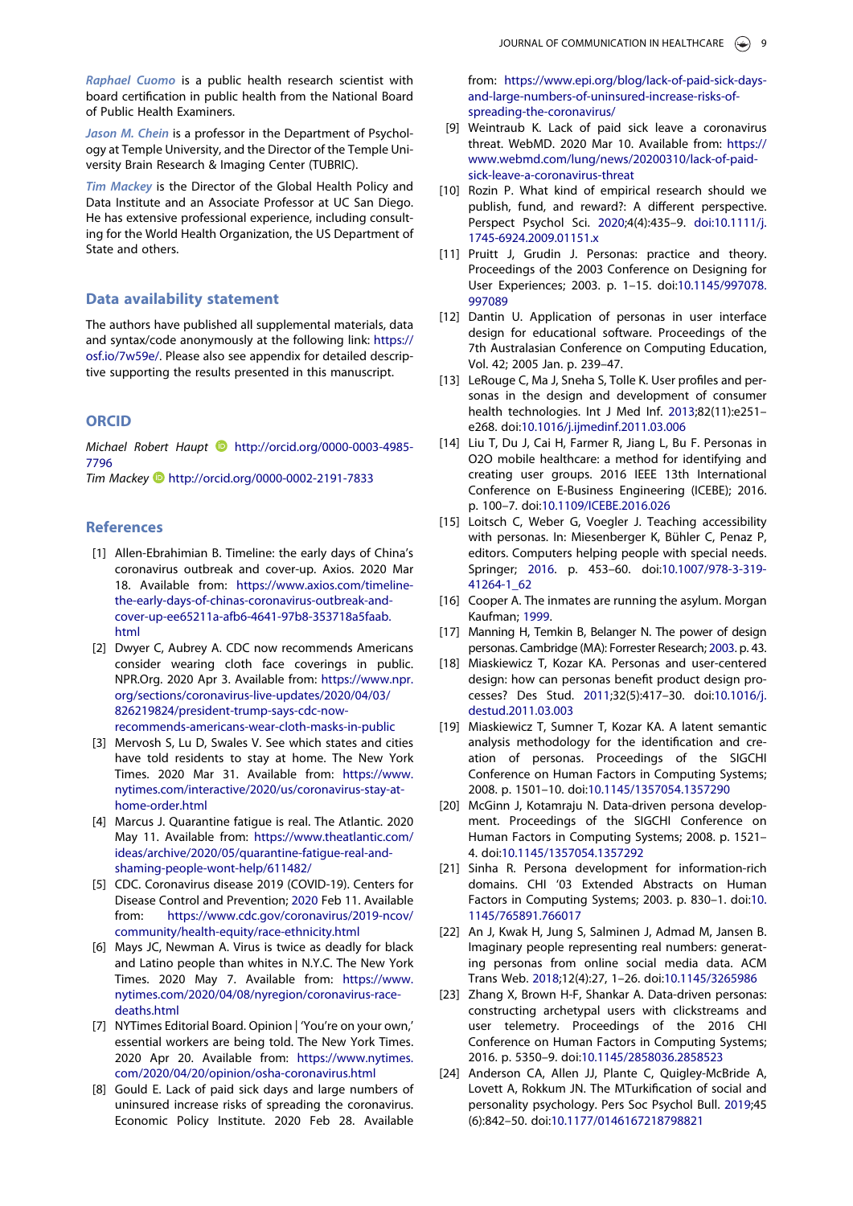*Raphael Cuomo* is a public health research scientist with board certification in public health from the National Board of Public Health Examiners.

*Jason M. Chein* is a professor in the Department of Psychology at Temple University, and the Director of the Temple University Brain Research & Imaging Center (TUBRIC).

*Tim Mackey* is the Director of the Global Health Policy and Data Institute and an Associate Professor at UC San Diego. He has extensive professional experience, including consulting for the World Health Organization, the US Department of State and others.

## Data availability statement

The authors have published all supplemental materials, data and syntax/code anonymously at the following link: https://osf.io/7w59e/. Please also see appendix for detailed descriptive supporting the results presented in this manuscript.

## ORCID

*Michael Robert Haupt* http://orcid.org/0000-0003-4985-7796
*Tim Mackey* http://orcid.org/0000-0002-2191-7833

## References

[1] Allen-Ebrahimian B. Timeline: the early days of China's coronavirus outbreak and cover-up. Axios. 2020 Mar 18. Available from: https://www.axios.com/timeline-the-early-days-of-chinas-coronavirus-outbreak-and-cover-up-ee65211a-afb6-4641-97b8-353718a5faab.html

[2] Dwyer C, Aubrey A. CDC now recommends Americans consider wearing cloth face coverings in public. NPR.Org. 2020 Apr 3. Available from: https://www.npr.org/sections/coronavirus-live-updates/2020/04/03/826219824/president-trump-says-cdc-now-recommends-americans-wear-cloth-masks-in-public

[3] Mervosh S, Lu D, Swales V. See which states and cities have told residents to stay at home. The New York Times. 2020 Mar 31. Available from: https://www.nytimes.com/interactive/2020/us/coronavirus-stay-at-home-order.html

[4] Marcus J. Quarantine fatigue is real. The Atlantic. 2020 May 11. Available from: https://www.theatlantic.com/ideas/archive/2020/05/quarantine-fatigue-real-and-shaming-people-wont-help/611482/

[5] CDC. Coronavirus disease 2019 (COVID-19). Centers for Disease Control and Prevention; 2020 Feb 11. Available from: https://www.cdc.gov/coronavirus/2019-ncov/community/health-equity/race-ethnicity.html

[6] Mays JC, Newman A. Virus is twice as deadly for black and Latino people than whites in N.Y.C. The New York Times. 2020 May 7. Available from: https://www.nytimes.com/2020/04/08/nyregion/coronavirus-race-deaths.html

[7] NYTimes Editorial Board. Opinion | 'You're on your own,' essential workers are being told. The New York Times. 2020 Apr 20. Available from: https://www.nytimes.com/2020/04/20/opinion/osha-coronavirus.html

[8] Gould E. Lack of paid sick days and large numbers of uninsured increase risks of spreading the coronavirus. Economic Policy Institute. 2020 Feb 28. Available from: https://www.epi.org/blog/lack-of-paid-sick-days-and-large-numbers-of-uninsured-increase-risks-of-spreading-the-coronavirus/

[9] Weintraub K. Lack of paid sick leave a coronavirus threat. WebMD. 2020 Mar 10. Available from: https://www.webmd.com/lung/news/20200310/lack-of-paid-sick-leave-a-coronavirus-threat

[10] Rozin P. What kind of empirical research should we publish, fund, and reward?: A different perspective. Perspect Psychol Sci. 2020;4(4):435–9. doi:10.1111/j.1745-6924.2009.01151.x

[11] Pruitt J, Grudin J. Personas: practice and theory. Proceedings of the 2003 Conference on Designing for User Experiences; 2003. p. 1–15. doi:10.1145/997078.997089

[12] Dantin U. Application of personas in user interface design for educational software. Proceedings of the 7th Australasian Conference on Computing Education, Vol. 42; 2005 Jan. p. 239–47.

[13] LeRouge C, Ma J, Sneha S, Tolle K. User profiles and personas in the design and development of consumer health technologies. Int J Med Inf. 2013;82(11):e251–e268. doi:10.1016/j.ijmedinf.2011.03.006

[14] Liu T, Du J, Cai H, Farmer R, Jiang L, Bu F. Personas in O2O mobile healthcare: a method for identifying and creating user groups. 2016 IEEE 13th International Conference on E-Business Engineering (ICEBE); 2016. p. 100–7. doi:10.1109/ICEBE.2016.026

[15] Loitsch C, Weber G, Voegler J. Teaching accessibility with personas. In: Miesenberger K, Bühler C, Penaz P, editors. Computers helping people with special needs. Springer; 2016. p. 453–60. doi:10.1007/978-3-319-41264-1_62

[16] Cooper A. The inmates are running the asylum. Morgan Kaufman; 1999.

[17] Manning H, Temkin B, Belanger N. The power of design personas. Cambridge (MA): Forrester Research; 2003. p. 43.

[18] Miaskiewicz T, Kozar KA. Personas and user-centered design: how can personas benefit product design processes? Des Stud. 2011;32(5):417–30. doi:10.1016/j.destud.2011.03.003

[19] Miaskiewicz T, Sumner T, Kozar KA. A latent semantic analysis methodology for the identification and creation of personas. Proceedings of the SIGCHI Conference on Human Factors in Computing Systems; 2008. p. 1501–10. doi:10.1145/1357054.1357290

[20] McGinn J, Kotamraju N. Data-driven persona development. Proceedings of the SIGCHI Conference on Human Factors in Computing Systems; 2008. p. 1521–4. doi:10.1145/1357054.1357292

[21] Sinha R. Persona development for information-rich domains. CHI '03 Extended Abstracts on Human Factors in Computing Systems; 2003. p. 830–1. doi:10.1145/765891.766017

[22] An J, Kwak H, Jung S, Salminen J, Admad M, Jansen B. Imaginary people representing real numbers: generating personas from online social media data. ACM Trans Web. 2018;12(4):27, 1–26. doi:10.1145/3265986

[23] Zhang X, Brown H-F, Shankar A. Data-driven personas: constructing archetypal users with clickstreams and user telemetry. Proceedings of the 2016 CHI Conference on Human Factors in Computing Systems; 2016. p. 5350–9. doi:10.1145/2858036.2858523

[24] Anderson CA, Allen JJ, Plante C, Quigley-McBride A, Lovett A, Rokkum JN. The MTurkification of social and personality psychology. Pers Soc Psychol Bull. 2019;45(6):842–50. doi:10.1177/0146167218798821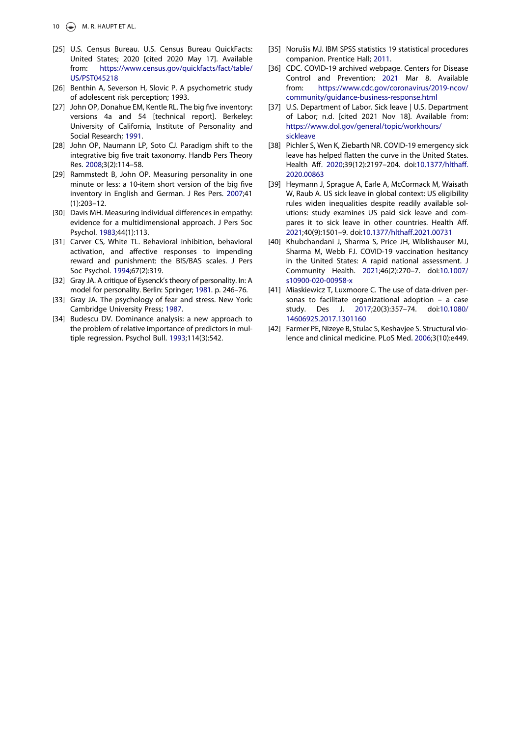[25] U.S. Census Bureau. U.S. Census Bureau QuickFacts: United States; 2020 [cited 2020 May 17]. Available from: https://www.census.gov/quickfacts/fact/table/US/PST045218

[26] Benthin A, Severson H, Slovic P. A psychometric study of adolescent risk perception; 1993.

[27] John OP, Donahue EM, Kentle RL. The big five inventory: versions 4a and 54 [technical report]. Berkeley: University of California, Institute of Personality and Social Research; 1991.

[28] John OP, Naumann LP, Soto CJ. Paradigm shift to the integrative big five trait taxonomy. Handb Pers Theory Res. 2008;3(2):114–58.

[29] Rammstedt B, John OP. Measuring personality in one minute or less: a 10-item short version of the big five inventory in English and German. J Res Pers. 2007;41(1):203–12.

[30] Davis MH. Measuring individual differences in empathy: evidence for a multidimensional approach. J Pers Soc Psychol. 1983;44(1):113.

[31] Carver CS, White TL. Behavioral inhibition, behavioral activation, and affective responses to impending reward and punishment: the BIS/BAS scales. J Pers Soc Psychol. 1994;67(2):319.

[32] Gray JA. A critique of Eysenck's theory of personality. In: A model for personality. Berlin: Springer; 1981. p. 246–76.

[33] Gray JA. The psychology of fear and stress. New York: Cambridge University Press; 1987.

[34] Budescu DV. Dominance analysis: a new approach to the problem of relative importance of predictors in multiple regression. Psychol Bull. 1993;114(3):542.

[35] Norušis MJ. IBM SPSS statistics 19 statistical procedures companion. Prentice Hall; 2011.

[36] CDC. COVID-19 archived webpage. Centers for Disease Control and Prevention; 2021 Mar 8. Available from: https://www.cdc.gov/coronavirus/2019-ncov/community/guidance-business-response.html

[37] U.S. Department of Labor. Sick leave | U.S. Department of Labor; n.d. [cited 2021 Nov 18]. Available from: https://www.dol.gov/general/topic/workhours/sickleave

[38] Pichler S, Wen K, Ziebarth NR. COVID-19 emergency sick leave has helped flatten the curve in the United States. Health Aff. 2020;39(12):2197–204. doi:10.1377/hlthaff.2020.00863

[39] Heymann J, Sprague A, Earle A, McCormack M, Waisath W, Raub A. US sick leave in global context: US eligibility rules widen inequalities despite readily available solutions: study examines US paid sick leave and compares it to sick leave in other countries. Health Aff. 2021;40(9):1501–9. doi:10.1377/hlthaff.2021.00731

[40] Khubchandani J, Sharma S, Price JH, Wiblishauser MJ, Sharma M, Webb FJ. COVID-19 vaccination hesitancy in the United States: A rapid national assessment. J Community Health. 2021;46(2):270–7. doi:10.1007/s10900-020-00958-x

[41] Miaskiewicz T, Luxmoore C. The use of data-driven personas to facilitate organizational adoption – a case study. Des J. 2017;20(3):357–74. doi:10.1080/14606925.2017.1301160

[42] Farmer PE, Nizeye B, Stulac S, Keshavjee S. Structural violence and clinical medicine. PLoS Med. 2006;3(10):e449.